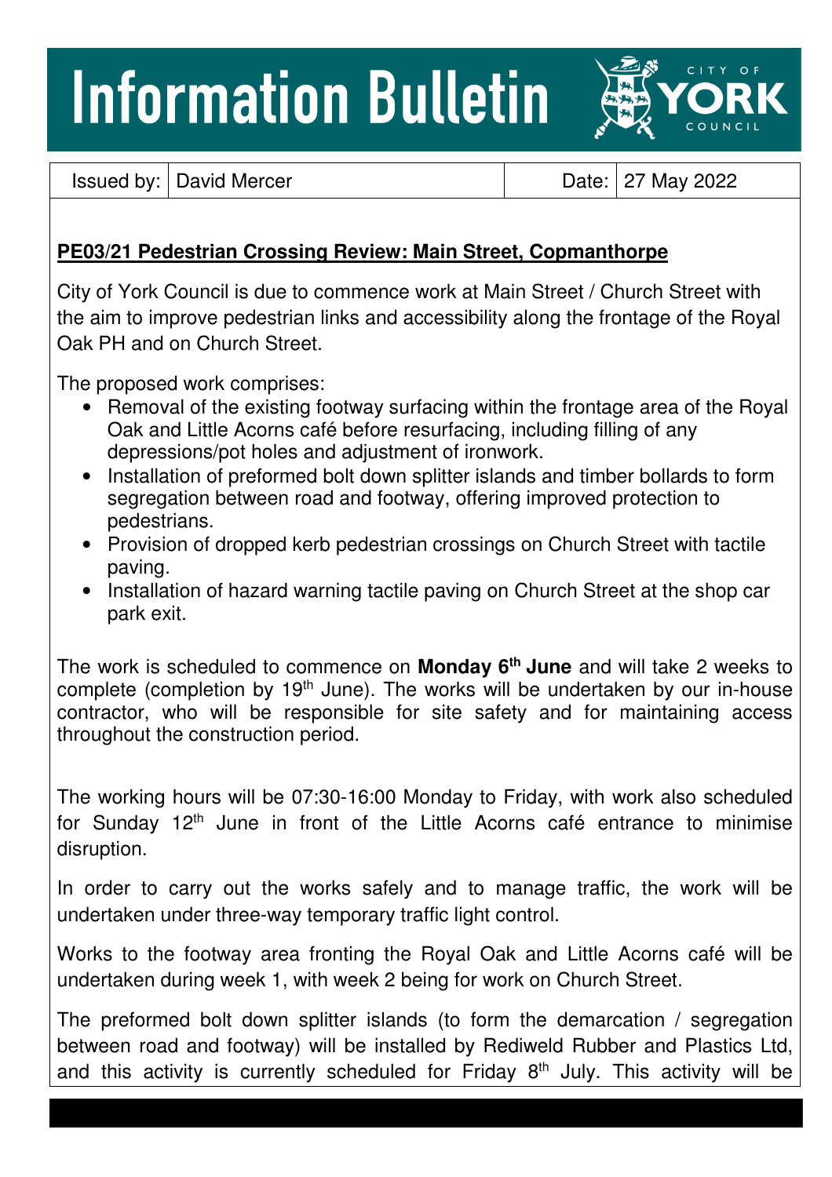# Information Bulletin

CITY OF YORK COUNCIL

| Issued by: | David Mercer | Date: | 27 May 2022 |
|---|---|---|---|

**PE03/21 Pedestrian Crossing Review: Main Street, Copmanthorpe**

City of York Council is due to commence work at Main Street / Church Street with the aim to improve pedestrian links and accessibility along the frontage of the Royal Oak PH and on Church Street.

The proposed work comprises:

- Removal of the existing footway surfacing within the frontage area of the Royal Oak and Little Acorns café before resurfacing, including filling of any depressions/pot holes and adjustment of ironwork.
- Installation of preformed bolt down splitter islands and timber bollards to form segregation between road and footway, offering improved protection to pedestrians.
- Provision of dropped kerb pedestrian crossings on Church Street with tactile paving.
- Installation of hazard warning tactile paving on Church Street at the shop car park exit.

The work is scheduled to commence on **Monday 6th June** and will take 2 weeks to complete (completion by 19th June). The works will be undertaken by our in-house contractor, who will be responsible for site safety and for maintaining access throughout the construction period.

The working hours will be 07:30-16:00 Monday to Friday, with work also scheduled for Sunday 12th June in front of the Little Acorns café entrance to minimise disruption.

In order to carry out the works safely and to manage traffic, the work will be undertaken under three-way temporary traffic light control.

Works to the footway area fronting the Royal Oak and Little Acorns café will be undertaken during week 1, with week 2 being for work on Church Street.

The preformed bolt down splitter islands (to form the demarcation / segregation between road and footway) will be installed by Rediweld Rubber and Plastics Ltd, and this activity is currently scheduled for Friday 8th July. This activity will be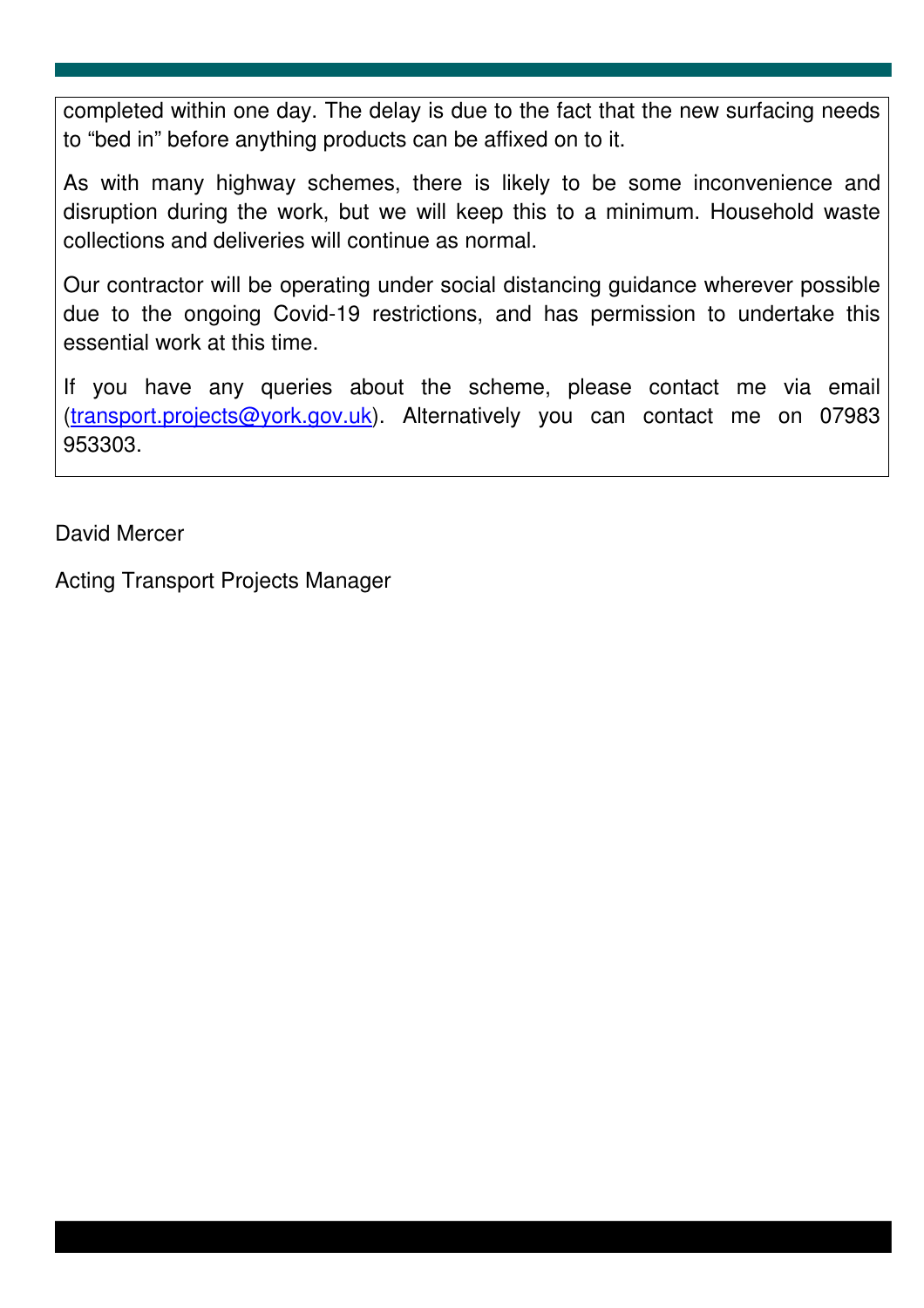completed within one day. The delay is due to the fact that the new surfacing needs to “bed in” before anything products can be affixed on to it.

As with many highway schemes, there is likely to be some inconvenience and disruption during the work, but we will keep this to a minimum. Household waste collections and deliveries will continue as normal.

Our contractor will be operating under social distancing guidance wherever possible due to the ongoing Covid-19 restrictions, and has permission to undertake this essential work at this time.

If you have any queries about the scheme, please contact me via email (transport.projects@york.gov.uk). Alternatively you can contact me on 07983 953303.

David Mercer

Acting Transport Projects Manager